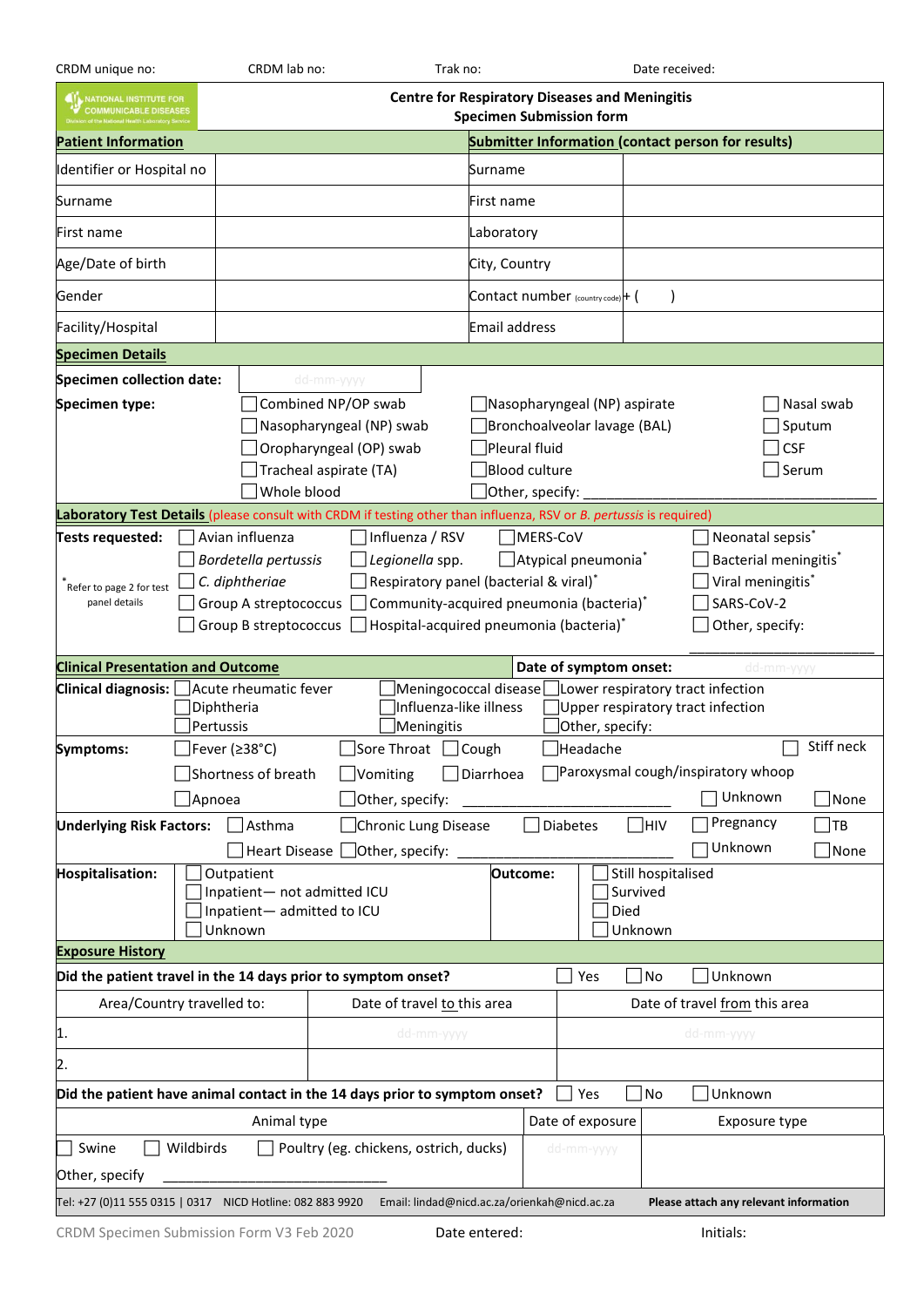CRDM unique no: CRDM lab no: Trak no: Date received:

NATIONAL INSTITUTE FOR COMMUNICABLE DISEASES
Division of the National Health Laboratory Service

# Centre for Respiratory Diseases and Meningitis
## Specimen Submission Form

| **Patient Information** | | **Submitter Information (contact person for results)** | |
|---|---|---|---|
| Identifier or Hospital no | | Surname | |
| Surname | | First name | |
| First name | | Laboratory | |
| Age/Date of birth | | City, Country | |
| Gender | | Contact number (country code) | + ( ) |
| Facility/Hospital | | Email address | |

## Specimen Details

**Specimen collection date:** dd-mm-yyyy

**Specimen type:**

- ☐ Combined NP/OP swab
- ☐ Nasopharyngeal (NP) swab
- ☐ Oropharyngeal (OP) swab
- ☐ Tracheal aspirate (TA)
- ☐ Whole blood
- ☐ Nasopharyngeal (NP) aspirate
- ☐ Bronchoalveolar lavage (BAL)
- ☐ Pleural fluid
- ☐ Blood culture
- ☐ Other, specify: ____________
- ☐ Nasal swab
- ☐ Sputum
- ☐ CSF
- ☐ Serum

## Laboratory Test Details (please consult with CRDM if testing other than influenza, RSV or *B. pertussis* is required)

**Tests requested:**

*Refer to page 2 for test panel details

- ☐ Avian influenza
- ☐ *Bordetella pertussis*
- ☐ *C. diphtheriae*
- ☐ Group A streptococcus
- ☐ Group B streptococcus
- ☐ Influenza / RSV
- ☐ *Legionella* spp.
- ☐ Respiratory panel (bacterial & viral)*
- ☐ Community-acquired pneumonia (bacteria)*
- ☐ Hospital-acquired pneumonia (bacteria)*
- ☐ MERS-CoV
- ☐ Atypical pneumonia*
- ☐ Neonatal sepsis*
- ☐ Bacterial meningitis*
- ☐ Viral meningitis*
- ☐ SARS-CoV-2
- ☐ Other, specify: ____________

## Clinical Presentation and Outcome

**Date of symptom onset:** dd-mm-yyyy

**Clinical diagnosis:**

- ☐ Acute rheumatic fever
- ☐ Diphtheria
- ☐ Pertussis
- ☐ Meningococcal disease
- ☐ Influenza-like illness
- ☐ Meningitis
- ☐ Lower respiratory tract infection
- ☐ Upper respiratory tract infection
- ☐ Other, specify:

**Symptoms:**

- ☐ Fever (≥38°C)
- ☐ Shortness of breath
- ☐ Apnoea
- ☐ Sore Throat
- ☐ Vomiting
- ☐ Other, specify: ____________
- ☐ Cough
- ☐ Diarrhoea
- ☐ Headache
- ☐ Paroxysmal cough/inspiratory whoop
- ☐ Stiff neck
- ☐ Unknown
- ☐ None

**Underlying Risk Factors:**

- ☐ Asthma
- ☐ Heart Disease
- ☐ Chronic Lung Disease
- ☐ Other, specify: ____________
- ☐ Diabetes
- ☐ HIV
- ☐ Pregnancy
- ☐ Unknown
- ☐ TB
- ☐ None

**Hospitalisation:**

- ☐ Outpatient
- ☐ Inpatient— not admitted ICU
- ☐ Inpatient— admitted to ICU
- ☐ Unknown

**Outcome:**

- ☐ Still hospitalised
- ☐ Survived
- ☐ Died
- ☐ Unknown

## Exposure History

**Did the patient travel in the 14 days prior to symptom onset?** ☐ Yes ☐ No ☐ Unknown

| Area/Country travelled to: | Date of travel to this area | Date of travel from this area |
|---|---|---|
| 1. | dd-mm-yyyy | dd-mm-yyyy |
| 2. | | |

**Did the patient have animal contact in the 14 days prior to symptom onset?** ☐ Yes ☐ No ☐ Unknown

| Animal type | Date of exposure | Exposure type |
|---|---|---|
| ☐ Swine ☐ Wildbirds ☐ Poultry (eg. chickens, ostrich, ducks) <br> Other, specify ____________ | dd-mm-yyyy | |

Tel: +27 (0)11 555 0315 | 0317 NICD Hotline: 082 883 9920 Email: lindad@nicd.ac.za/orienkah@nicd.ac.za **Please attach any relevant information**

CRDM Specimen Submission Form V3 Feb 2020 Date entered: Initials: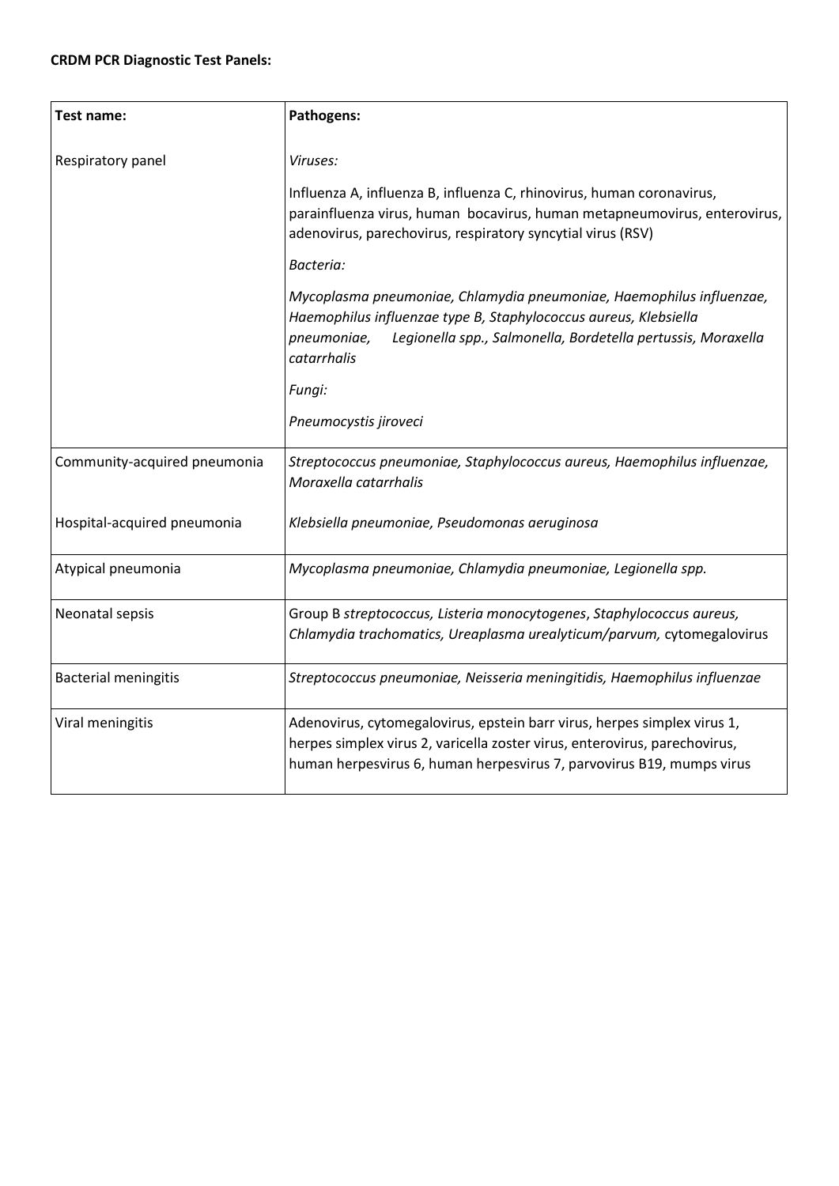**CRDM PCR Diagnostic Test Panels:**

| Test name: | Pathogens: |
|---|---|
| Respiratory panel | *Viruses:*<br><br>Influenza A, influenza B, influenza C, rhinovirus, human coronavirus, parainfluenza virus, human bocavirus, human metapneumovirus, enterovirus, adenovirus, parechovirus, respiratory syncytial virus (RSV)<br><br>*Bacteria:*<br><br>*Mycoplasma pneumoniae, Chlamydia pneumoniae, Haemophilus influenzae, Haemophilus influenzae type B, Staphylococcus aureus, Klebsiella pneumoniae, Legionella spp., Salmonella, Bordetella pertussis, Moraxella catarrhalis*<br><br>*Fungi:*<br><br>*Pneumocystis jiroveci* |
| Community-acquired pneumonia<br><br>Hospital-acquired pneumonia | *Streptococcus pneumoniae, Staphylococcus aureus, Haemophilus influenzae, Moraxella catarrhalis*<br><br>*Klebsiella pneumoniae, Pseudomonas aeruginosa* |
| Atypical pneumonia | *Mycoplasma pneumoniae, Chlamydia pneumoniae, Legionella spp.* |
| Neonatal sepsis | Group B *streptococcus, Listeria monocytogenes*, *Staphylococcus aureus, Chlamydia trachomatics, Ureaplasma urealyticum/parvum,* cytomegalovirus |
| Bacterial meningitis | *Streptococcus pneumoniae, Neisseria meningitidis, Haemophilus influenzae* |
| Viral meningitis | Adenovirus, cytomegalovirus, epstein barr virus, herpes simplex virus 1, herpes simplex virus 2, varicella zoster virus, enterovirus, parechovirus, human herpesvirus 6, human herpesvirus 7, parvovirus B19, mumps virus |